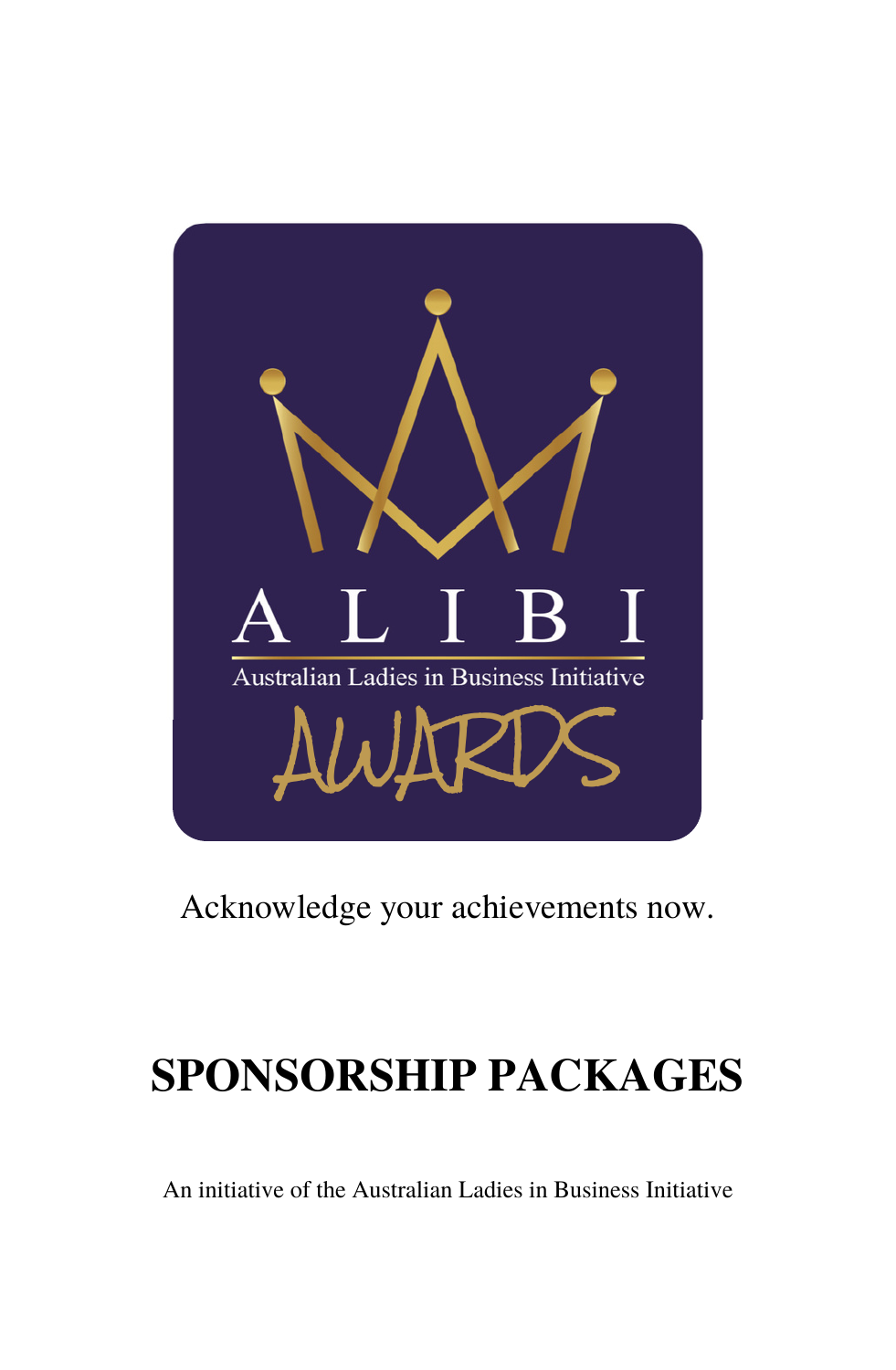ALIBI

Australian Ladies in Business Initiative

AWARDS

Acknowledge your achievements now.

# SPONSORSHIP PACKAGES

An initiative of the Australian Ladies in Business Initiative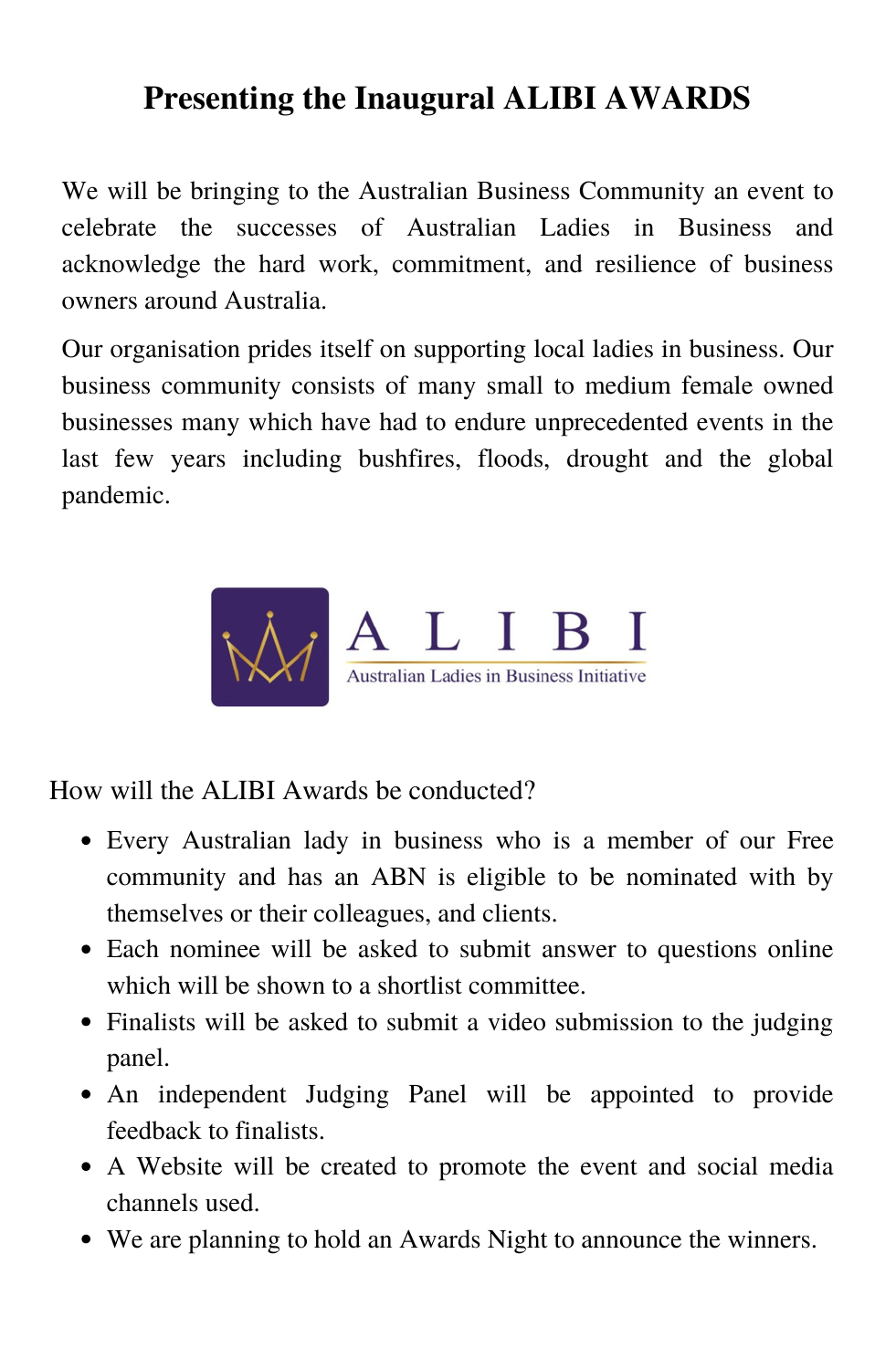# Presenting the Inaugural ALIBI AWARDS

We will be bringing to the Australian Business Community an event to celebrate the successes of Australian Ladies in Business and acknowledge the hard work, commitment, and resilience of business owners around Australia.

Our organisation prides itself on supporting local ladies in business. Our business community consists of many small to medium female owned businesses many which have had to endure unprecedented events in the last few years including bushfires, floods, drought and the global pandemic.

A L I B I

Australian Ladies in Business Initiative

How will the ALIBI Awards be conducted?

- Every Australian lady in business who is a member of our Free community and has an ABN is eligible to be nominated with by themselves or their colleagues, and clients.
- Each nominee will be asked to submit answer to questions online which will be shown to a shortlist committee.
- Finalists will be asked to submit a video submission to the judging panel.
- An independent Judging Panel will be appointed to provide feedback to finalists.
- A Website will be created to promote the event and social media channels used.
- We are planning to hold an Awards Night to announce the winners.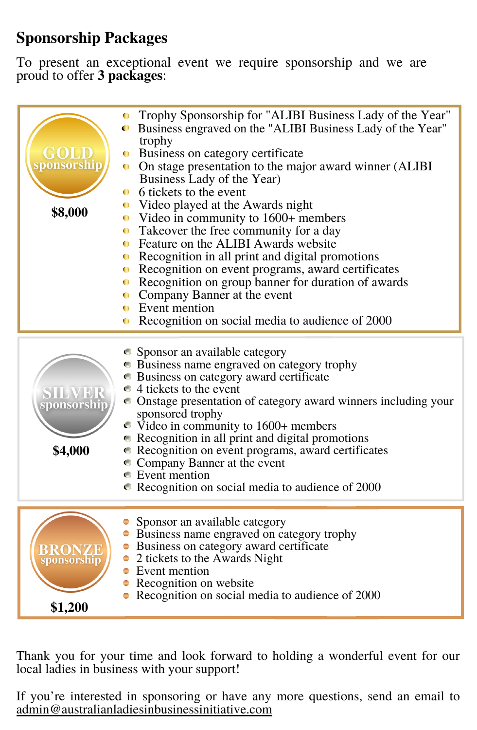## Sponsorship Packages

To present an exceptional event we require sponsorship and we are proud to offer **3 packages**:

### GOLD sponsorship

**$8,000**

- Trophy Sponsorship for "ALIBI Business Lady of the Year"
- Business engraved on the "ALIBI Business Lady of the Year" trophy
- Business on category certificate
- On stage presentation to the major award winner (ALIBI Business Lady of the Year)
- 6 tickets to the event
- Video played at the Awards night
- Video in community to 1600+ members
- Takeover the free community for a day
- Feature on the ALIBI Awards website
- Recognition in all print and digital promotions
- Recognition on event programs, award certificates
- Recognition on group banner for duration of awards
- Company Banner at the event
- Event mention
- Recognition on social media to audience of 2000

### SILVER sponsorship

**$4,000**

- Sponsor an available category
- Business name engraved on category trophy
- Business on category award certificate
- 4 tickets to the event
- Onstage presentation of category award winners including your sponsored trophy
- Video in community to 1600+ members
- Recognition in all print and digital promotions
- Recognition on event programs, award certificates
- Company Banner at the event
- Event mention
- Recognition on social media to audience of 2000

### BRONZE sponsorship

**$1,200**

- Sponsor an available category
- Business name engraved on category trophy
- Business on category award certificate
- 2 tickets to the Awards Night
- Event mention
- Recognition on website
- Recognition on social media to audience of 2000

Thank you for your time and look forward to holding a wonderful event for our local ladies in business with your support!

If you're interested in sponsoring or have any more questions, send an email to admin@australianladiesinbusinessinitiative.com